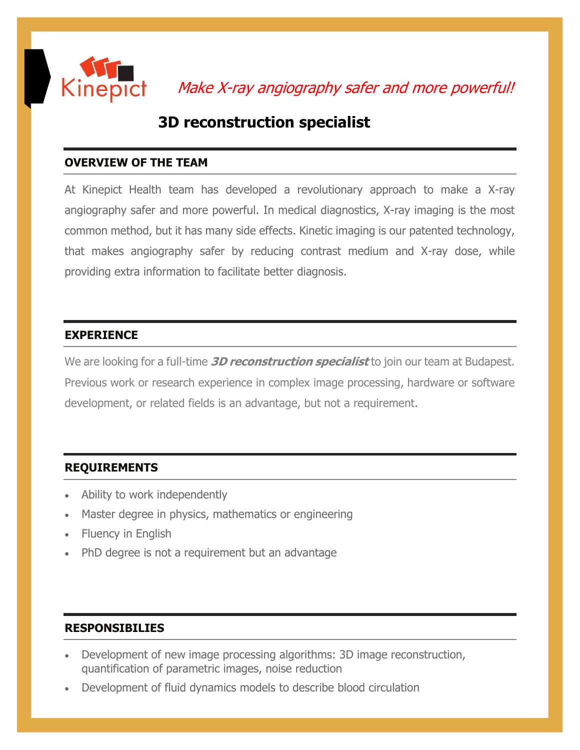Kinepict

*Make X-ray angiography safer and more powerful!*

# 3D reconstruction specialist

## OVERVIEW OF THE TEAM

At Kinepict Health team has developed a revolutionary approach to make a X-ray angiography safer and more powerful. In medical diagnostics, X-ray imaging is the most common method, but it has many side effects. Kinetic imaging is our patented technology, that makes angiography safer by reducing contrast medium and X-ray dose, while providing extra information to facilitate better diagnosis.

## EXPERIENCE

We are looking for a full-time ***3D reconstruction specialist*** to join our team at Budapest. Previous work or research experience in complex image processing, hardware or software development, or related fields is an advantage, but not a requirement.

## REQUIREMENTS

- Ability to work independently
- Master degree in physics, mathematics or engineering
- Fluency in English
- PhD degree is not a requirement but an advantage

## RESPONSIBILIES

- Development of new image processing algorithms: 3D image reconstruction, quantification of parametric images, noise reduction
- Development of fluid dynamics models to describe blood circulation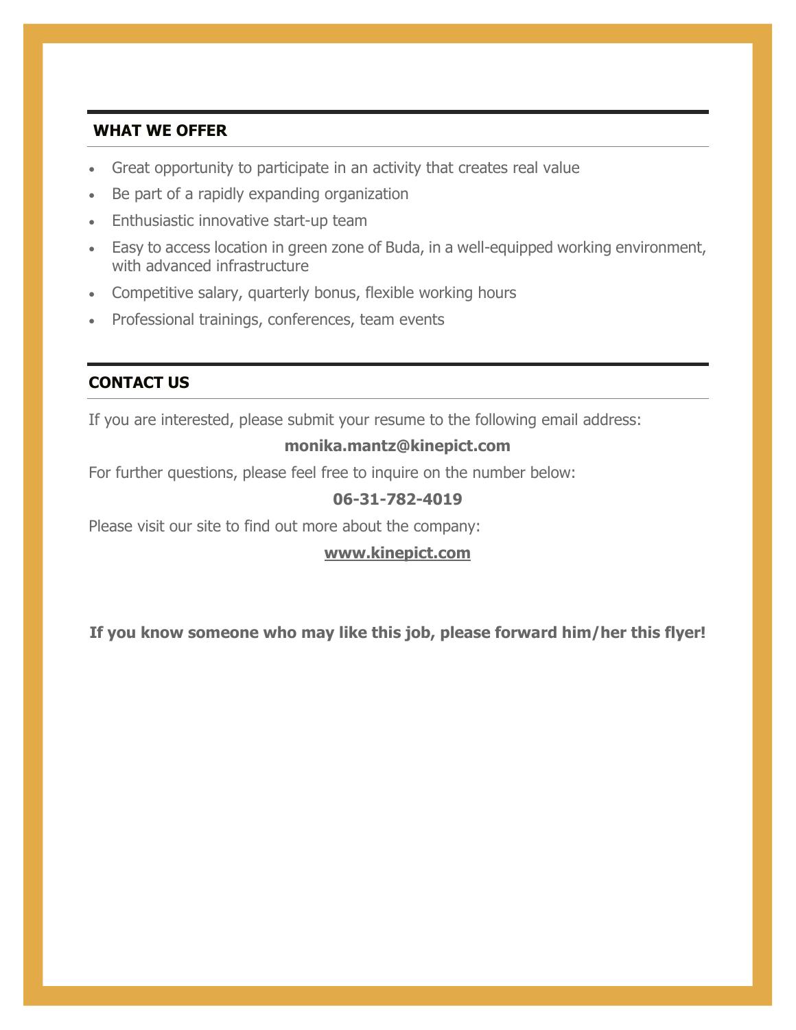## WHAT WE OFFER

- Great opportunity to participate in an activity that creates real value
- Be part of a rapidly expanding organization
- Enthusiastic innovative start-up team
- Easy to access location in green zone of Buda, in a well-equipped working environment, with advanced infrastructure
- Competitive salary, quarterly bonus, flexible working hours
- Professional trainings, conferences, team events

## CONTACT US

If you are interested, please submit your resume to the following email address:

**monika.mantz@kinepict.com**

For further questions, please feel free to inquire on the number below:

**06-31-782-4019**

Please visit our site to find out more about the company:

**www.kinepict.com**

**If you know someone who may like this job, please forward him/her this flyer!**